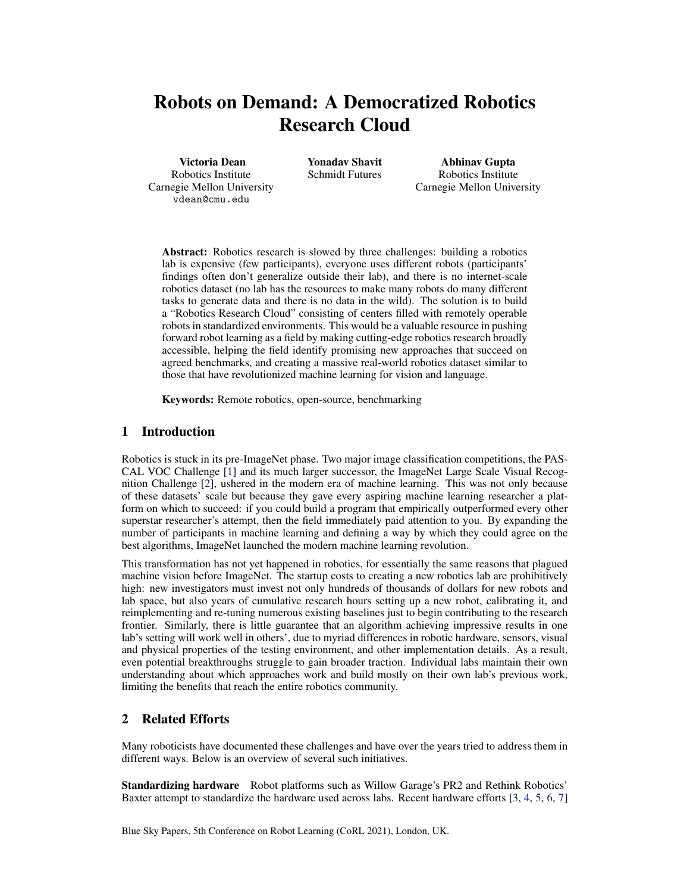# Robots on Demand: A Democratized Robotics Research Cloud

**Victoria Dean**
Robotics Institute
Carnegie Mellon University
vdean@cmu.edu

**Yonadav Shavit**
Schmidt Futures

**Abhinav Gupta**
Robotics Institute
Carnegie Mellon University

**Abstract:** Robotics research is slowed by three challenges: building a robotics lab is expensive (few participants), everyone uses different robots (participants' findings often don't generalize outside their lab), and there is no internet-scale robotics dataset (no lab has the resources to make many robots do many different tasks to generate data and there is no data in the wild). The solution is to build a "Robotics Research Cloud" consisting of centers filled with remotely operable robots in standardized environments. This would be a valuable resource in pushing forward robot learning as a field by making cutting-edge robotics research broadly accessible, helping the field identify promising new approaches that succeed on agreed benchmarks, and creating a massive real-world robotics dataset similar to those that have revolutionized machine learning for vision and language.

**Keywords:** Remote robotics, open-source, benchmarking

## 1 Introduction

Robotics is stuck in its pre-ImageNet phase. Two major image classification competitions, the PASCAL VOC Challenge [1] and its much larger successor, the ImageNet Large Scale Visual Recognition Challenge [2], ushered in the modern era of machine learning. This was not only because of these datasets' scale but because they gave every aspiring machine learning researcher a platform on which to succeed: if you could build a program that empirically outperformed every other superstar researcher's attempt, then the field immediately paid attention to you. By expanding the number of participants in machine learning and defining a way by which they could agree on the best algorithms, ImageNet launched the modern machine learning revolution.

This transformation has not yet happened in robotics, for essentially the same reasons that plagued machine vision before ImageNet. The startup costs to creating a new robotics lab are prohibitively high: new investigators must invest not only hundreds of thousands of dollars for new robots and lab space, but also years of cumulative research hours setting up a new robot, calibrating it, and reimplementing and re-tuning numerous existing baselines just to begin contributing to the research frontier. Similarly, there is little guarantee that an algorithm achieving impressive results in one lab's setting will work well in others', due to myriad differences in robotic hardware, sensors, visual and physical properties of the testing environment, and other implementation details. As a result, even potential breakthroughs struggle to gain broader traction. Individual labs maintain their own understanding about which approaches work and build mostly on their own lab's previous work, limiting the benefits that reach the entire robotics community.

## 2 Related Efforts

Many roboticists have documented these challenges and have over the years tried to address them in different ways. Below is an overview of several such initiatives.

**Standardizing hardware** Robot platforms such as Willow Garage's PR2 and Rethink Robotics' Baxter attempt to standardize the hardware used across labs. Recent hardware efforts [3, 4, 5, 6, 7]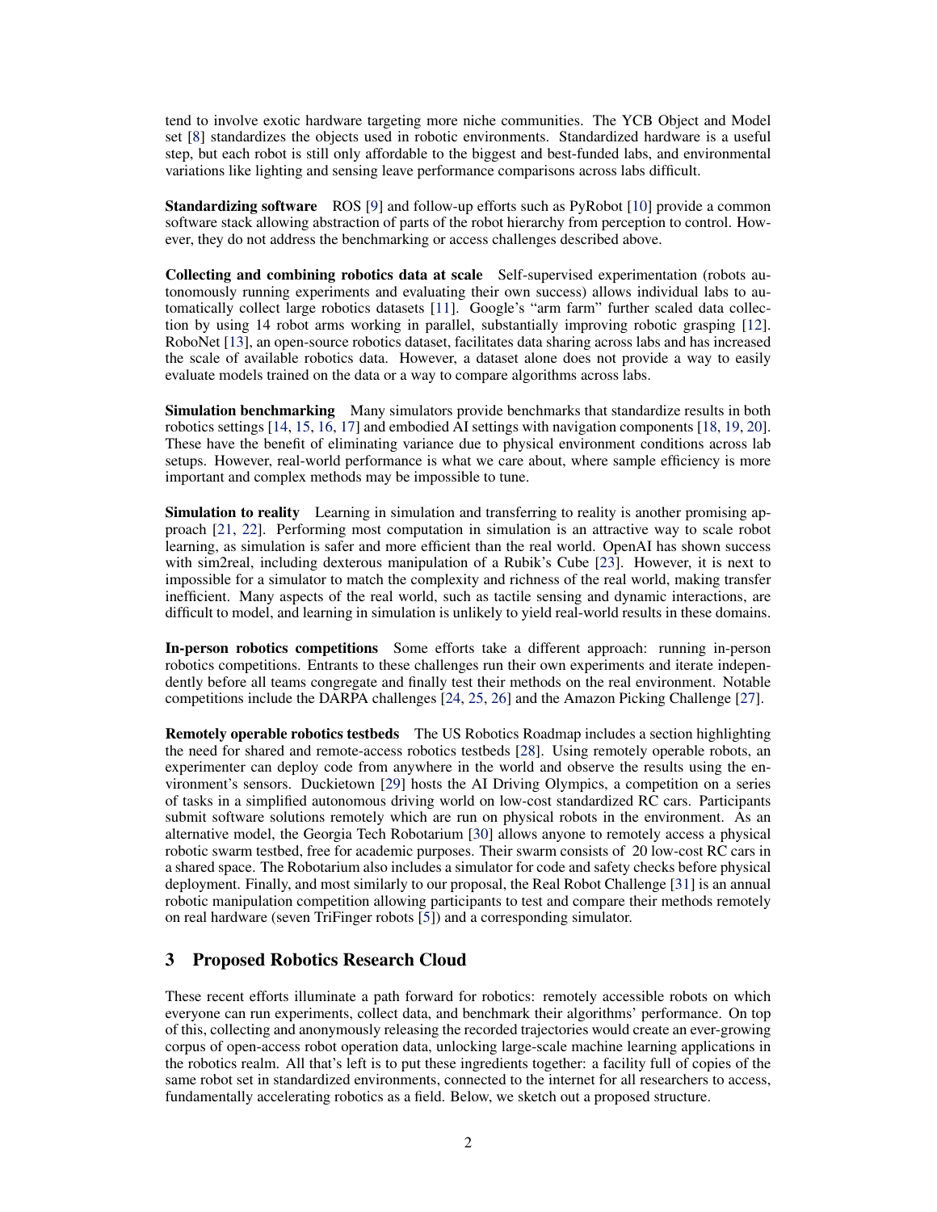tend to involve exotic hardware targeting more niche communities. The YCB Object and Model set [8] standardizes the objects used in robotic environments. Standardized hardware is a useful step, but each robot is still only affordable to the biggest and best-funded labs, and environmental variations like lighting and sensing leave performance comparisons across labs difficult.

**Standardizing software** ROS [9] and follow-up efforts such as PyRobot [10] provide a common software stack allowing abstraction of parts of the robot hierarchy from perception to control. However, they do not address the benchmarking or access challenges described above.

**Collecting and combining robotics data at scale** Self-supervised experimentation (robots autonomously running experiments and evaluating their own success) allows individual labs to automatically collect large robotics datasets [11]. Google's "arm farm" further scaled data collection by using 14 robot arms working in parallel, substantially improving robotic grasping [12]. RoboNet [13], an open-source robotics dataset, facilitates data sharing across labs and has increased the scale of available robotics data. However, a dataset alone does not provide a way to easily evaluate models trained on the data or a way to compare algorithms across labs.

**Simulation benchmarking** Many simulators provide benchmarks that standardize results in both robotics settings [14, 15, 16, 17] and embodied AI settings with navigation components [18, 19, 20]. These have the benefit of eliminating variance due to physical environment conditions across lab setups. However, real-world performance is what we care about, where sample efficiency is more important and complex methods may be impossible to tune.

**Simulation to reality** Learning in simulation and transferring to reality is another promising approach [21, 22]. Performing most computation in simulation is an attractive way to scale robot learning, as simulation is safer and more efficient than the real world. OpenAI has shown success with sim2real, including dexterous manipulation of a Rubik's Cube [23]. However, it is next to impossible for a simulator to match the complexity and richness of the real world, making transfer inefficient. Many aspects of the real world, such as tactile sensing and dynamic interactions, are difficult to model, and learning in simulation is unlikely to yield real-world results in these domains.

**In-person robotics competitions** Some efforts take a different approach: running in-person robotics competitions. Entrants to these challenges run their own experiments and iterate independently before all teams congregate and finally test their methods on the real environment. Notable competitions include the DARPA challenges [24, 25, 26] and the Amazon Picking Challenge [27].

**Remotely operable robotics testbeds** The US Robotics Roadmap includes a section highlighting the need for shared and remote-access robotics testbeds [28]. Using remotely operable robots, an experimenter can deploy code from anywhere in the world and observe the results using the environment's sensors. Duckietown [29] hosts the AI Driving Olympics, a competition on a series of tasks in a simplified autonomous driving world on low-cost standardized RC cars. Participants submit software solutions remotely which are run on physical robots in the environment. As an alternative model, the Georgia Tech Robotarium [30] allows anyone to remotely access a physical robotic swarm testbed, free for academic purposes. Their swarm consists of 20 low-cost RC cars in a shared space. The Robotarium also includes a simulator for code and safety checks before physical deployment. Finally, and most similarly to our proposal, the Real Robot Challenge [31] is an annual robotic manipulation competition allowing participants to test and compare their methods remotely on real hardware (seven TriFinger robots [5]) and a corresponding simulator.

## 3 Proposed Robotics Research Cloud

These recent efforts illuminate a path forward for robotics: remotely accessible robots on which everyone can run experiments, collect data, and benchmark their algorithms' performance. On top of this, collecting and anonymously releasing the recorded trajectories would create an ever-growing corpus of open-access robot operation data, unlocking large-scale machine learning applications in the robotics realm. All that's left is to put these ingredients together: a facility full of copies of the same robot set in standardized environments, connected to the internet for all researchers to access, fundamentally accelerating robotics as a field. Below, we sketch out a proposed structure.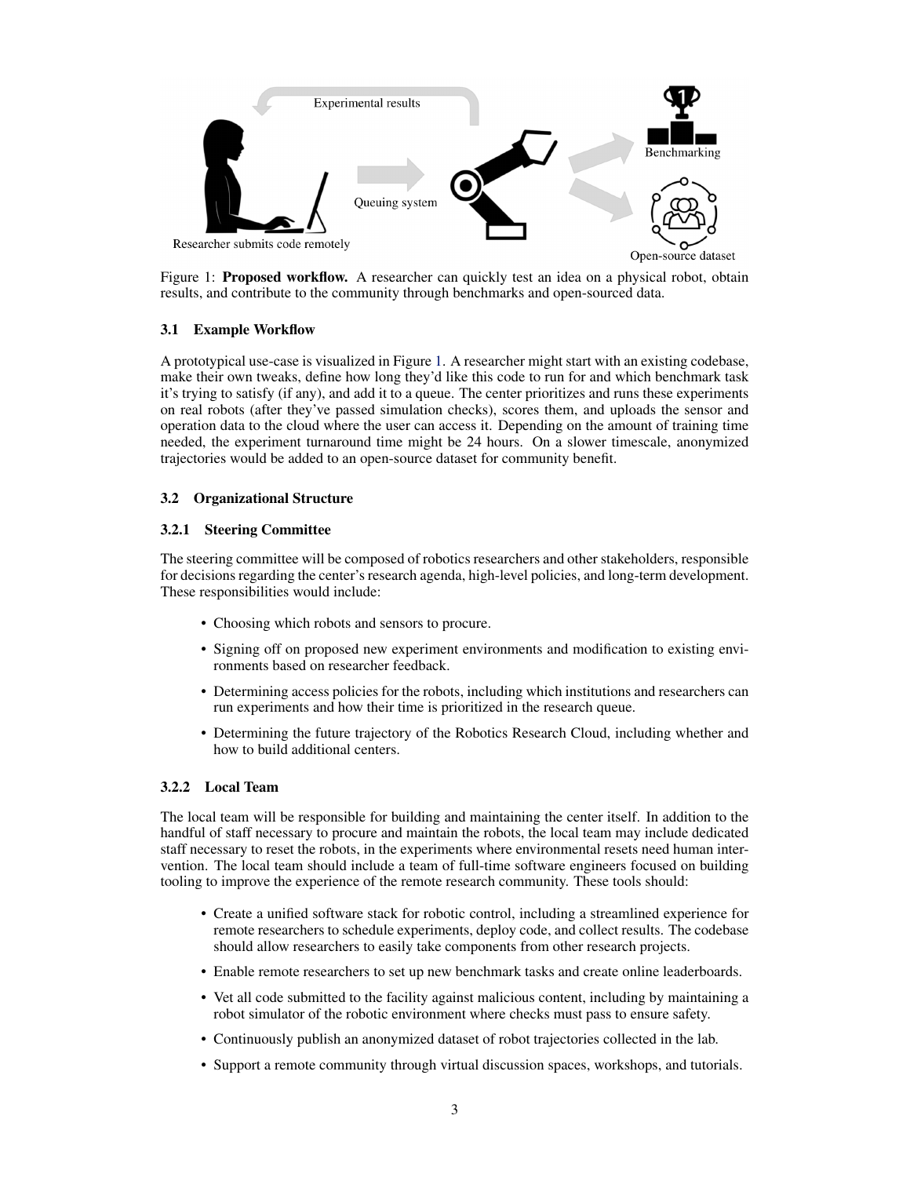Figure 1: **Proposed workflow.** A researcher can quickly test an idea on a physical robot, obtain results, and contribute to the community through benchmarks and open-sourced data.

### 3.1 Example Workflow

A prototypical use-case is visualized in Figure 1. A researcher might start with an existing codebase, make their own tweaks, define how long they'd like this code to run for and which benchmark task it's trying to satisfy (if any), and add it to a queue. The center prioritizes and runs these experiments on real robots (after they've passed simulation checks), scores them, and uploads the sensor and operation data to the cloud where the user can access it. Depending on the amount of training time needed, the experiment turnaround time might be 24 hours. On a slower timescale, anonymized trajectories would be added to an open-source dataset for community benefit.

### 3.2 Organizational Structure

#### 3.2.1 Steering Committee

The steering committee will be composed of robotics researchers and other stakeholders, responsible for decisions regarding the center's research agenda, high-level policies, and long-term development. These responsibilities would include:

- Choosing which robots and sensors to procure.
- Signing off on proposed new experiment environments and modification to existing environments based on researcher feedback.
- Determining access policies for the robots, including which institutions and researchers can run experiments and how their time is prioritized in the research queue.
- Determining the future trajectory of the Robotics Research Cloud, including whether and how to build additional centers.

#### 3.2.2 Local Team

The local team will be responsible for building and maintaining the center itself. In addition to the handful of staff necessary to procure and maintain the robots, the local team may include dedicated staff necessary to reset the robots, in the experiments where environmental resets need human intervention. The local team should include a team of full-time software engineers focused on building tooling to improve the experience of the remote research community. These tools should:

- Create a unified software stack for robotic control, including a streamlined experience for remote researchers to schedule experiments, deploy code, and collect results. The codebase should allow researchers to easily take components from other research projects.
- Enable remote researchers to set up new benchmark tasks and create online leaderboards.
- Vet all code submitted to the facility against malicious content, including by maintaining a robot simulator of the robotic environment where checks must pass to ensure safety.
- Continuously publish an anonymized dataset of robot trajectories collected in the lab.
- Support a remote community through virtual discussion spaces, workshops, and tutorials.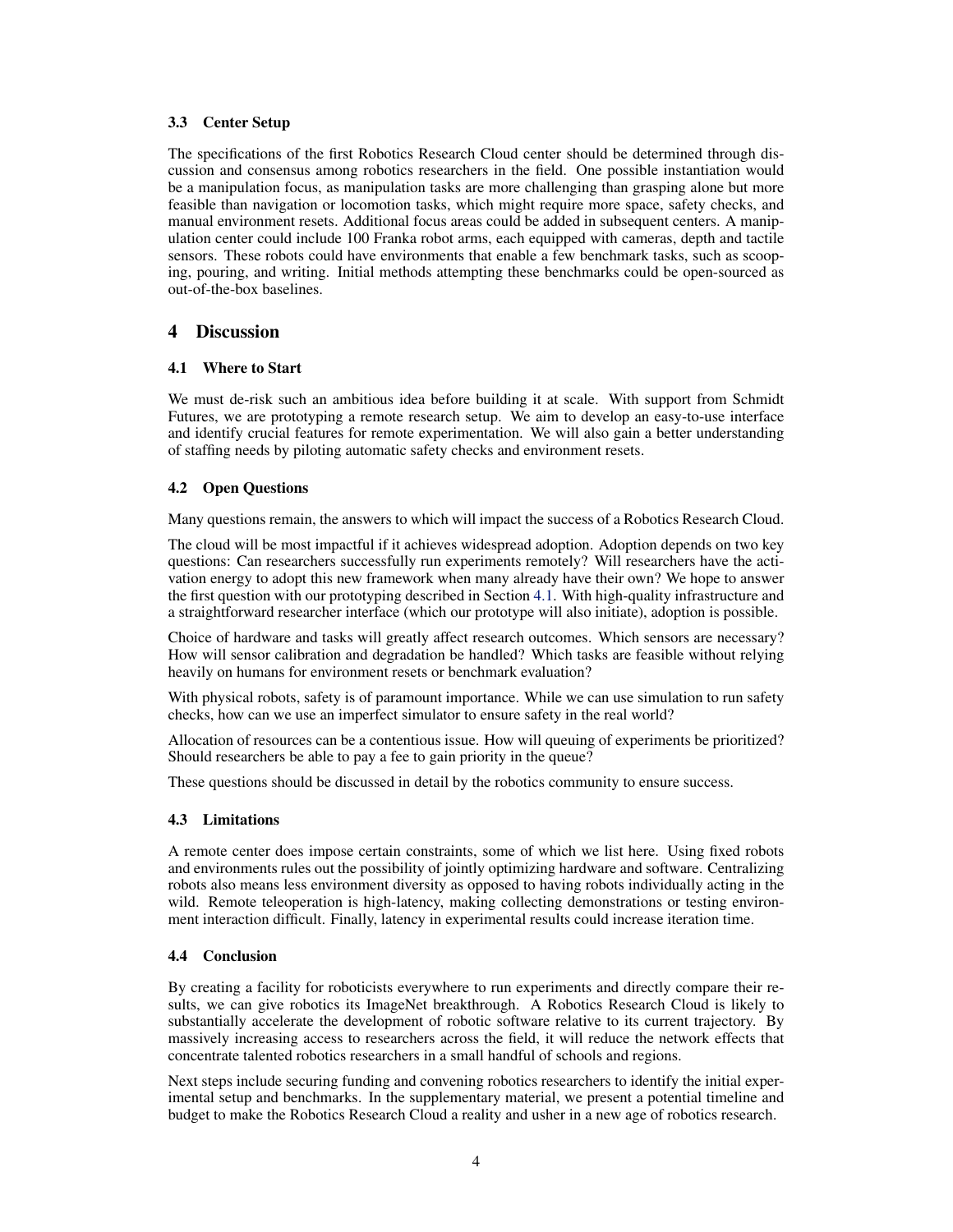### 3.3 Center Setup

The specifications of the first Robotics Research Cloud center should be determined through discussion and consensus among robotics researchers in the field. One possible instantiation would be a manipulation focus, as manipulation tasks are more challenging than grasping alone but more feasible than navigation or locomotion tasks, which might require more space, safety checks, and manual environment resets. Additional focus areas could be added in subsequent centers. A manipulation center could include 100 Franka robot arms, each equipped with cameras, depth and tactile sensors. These robots could have environments that enable a few benchmark tasks, such as scooping, pouring, and writing. Initial methods attempting these benchmarks could be open-sourced as out-of-the-box baselines.

## 4 Discussion

### 4.1 Where to Start

We must de-risk such an ambitious idea before building it at scale. With support from Schmidt Futures, we are prototyping a remote research setup. We aim to develop an easy-to-use interface and identify crucial features for remote experimentation. We will also gain a better understanding of staffing needs by piloting automatic safety checks and environment resets.

### 4.2 Open Questions

Many questions remain, the answers to which will impact the success of a Robotics Research Cloud.

The cloud will be most impactful if it achieves widespread adoption. Adoption depends on two key questions: Can researchers successfully run experiments remotely? Will researchers have the activation energy to adopt this new framework when many already have their own? We hope to answer the first question with our prototyping described in Section 4.1. With high-quality infrastructure and a straightforward researcher interface (which our prototype will also initiate), adoption is possible.

Choice of hardware and tasks will greatly affect research outcomes. Which sensors are necessary? How will sensor calibration and degradation be handled? Which tasks are feasible without relying heavily on humans for environment resets or benchmark evaluation?

With physical robots, safety is of paramount importance. While we can use simulation to run safety checks, how can we use an imperfect simulator to ensure safety in the real world?

Allocation of resources can be a contentious issue. How will queuing of experiments be prioritized? Should researchers be able to pay a fee to gain priority in the queue?

These questions should be discussed in detail by the robotics community to ensure success.

### 4.3 Limitations

A remote center does impose certain constraints, some of which we list here. Using fixed robots and environments rules out the possibility of jointly optimizing hardware and software. Centralizing robots also means less environment diversity as opposed to having robots individually acting in the wild. Remote teleoperation is high-latency, making collecting demonstrations or testing environment interaction difficult. Finally, latency in experimental results could increase iteration time.

### 4.4 Conclusion

By creating a facility for roboticists everywhere to run experiments and directly compare their results, we can give robotics its ImageNet breakthrough. A Robotics Research Cloud is likely to substantially accelerate the development of robotic software relative to its current trajectory. By massively increasing access to researchers across the field, it will reduce the network effects that concentrate talented robotics researchers in a small handful of schools and regions.

Next steps include securing funding and convening robotics researchers to identify the initial experimental setup and benchmarks. In the supplementary material, we present a potential timeline and budget to make the Robotics Research Cloud a reality and usher in a new age of robotics research.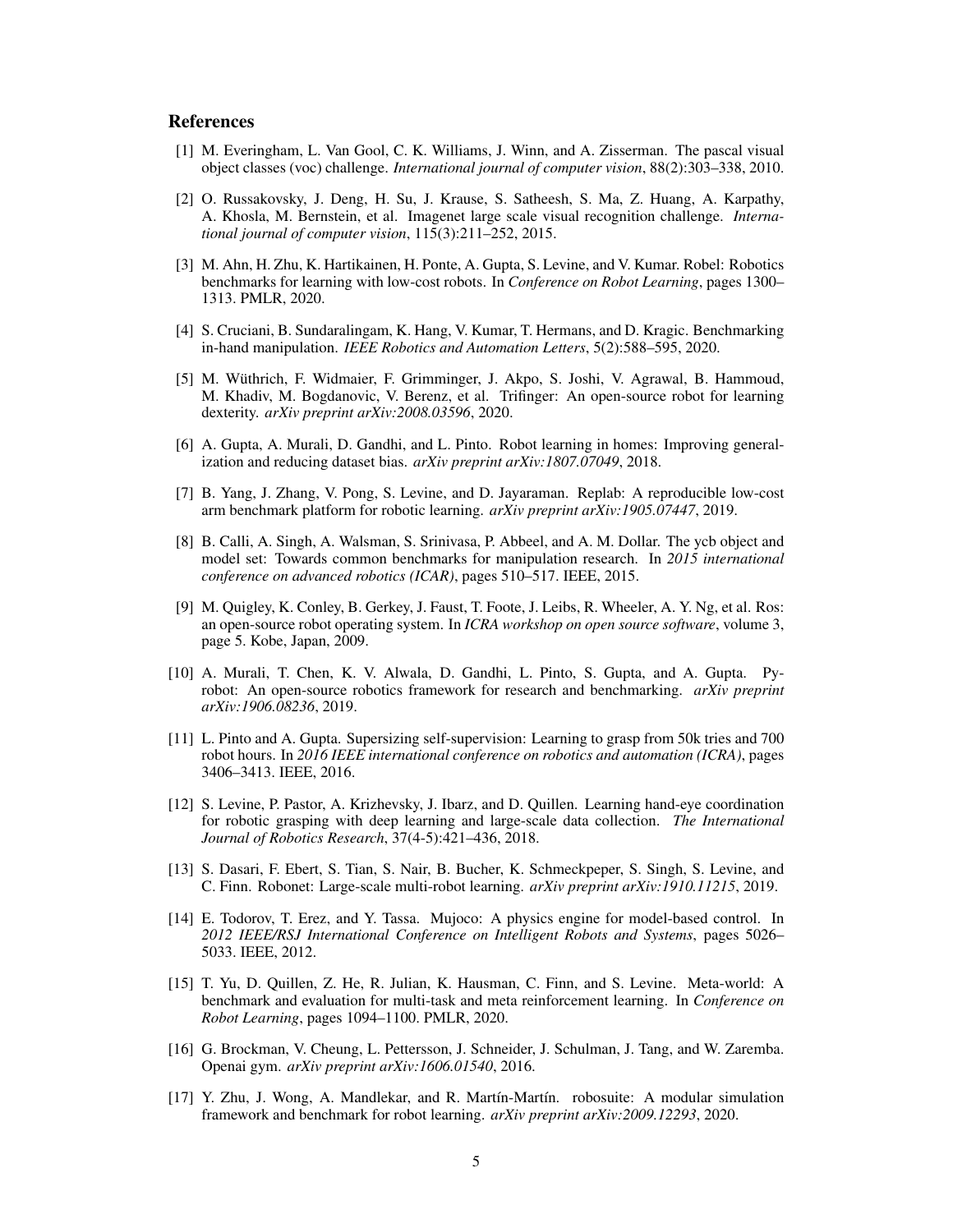## References

[1] M. Everingham, L. Van Gool, C. K. Williams, J. Winn, and A. Zisserman. The pascal visual object classes (voc) challenge. *International journal of computer vision*, 88(2):303–338, 2010.

[2] O. Russakovsky, J. Deng, H. Su, J. Krause, S. Satheesh, S. Ma, Z. Huang, A. Karpathy, A. Khosla, M. Bernstein, et al. Imagenet large scale visual recognition challenge. *International journal of computer vision*, 115(3):211–252, 2015.

[3] M. Ahn, H. Zhu, K. Hartikainen, H. Ponte, A. Gupta, S. Levine, and V. Kumar. Robel: Robotics benchmarks for learning with low-cost robots. In *Conference on Robot Learning*, pages 1300–1313. PMLR, 2020.

[4] S. Cruciani, B. Sundaralingam, K. Hang, V. Kumar, T. Hermans, and D. Kragic. Benchmarking in-hand manipulation. *IEEE Robotics and Automation Letters*, 5(2):588–595, 2020.

[5] M. Wüthrich, F. Widmaier, F. Grimminger, J. Akpo, S. Joshi, V. Agrawal, B. Hammoud, M. Khadiv, M. Bogdanovic, V. Berenz, et al. Trifinger: An open-source robot for learning dexterity. *arXiv preprint arXiv:2008.03596*, 2020.

[6] A. Gupta, A. Murali, D. Gandhi, and L. Pinto. Robot learning in homes: Improving generalization and reducing dataset bias. *arXiv preprint arXiv:1807.07049*, 2018.

[7] B. Yang, J. Zhang, V. Pong, S. Levine, and D. Jayaraman. Replab: A reproducible low-cost arm benchmark platform for robotic learning. *arXiv preprint arXiv:1905.07447*, 2019.

[8] B. Calli, A. Singh, A. Walsman, S. Srinivasa, P. Abbeel, and A. M. Dollar. The ycb object and model set: Towards common benchmarks for manipulation research. In *2015 international conference on advanced robotics (ICAR)*, pages 510–517. IEEE, 2015.

[9] M. Quigley, K. Conley, B. Gerkey, J. Faust, T. Foote, J. Leibs, R. Wheeler, A. Y. Ng, et al. Ros: an open-source robot operating system. In *ICRA workshop on open source software*, volume 3, page 5. Kobe, Japan, 2009.

[10] A. Murali, T. Chen, K. V. Alwala, D. Gandhi, L. Pinto, S. Gupta, and A. Gupta. Pyrobot: An open-source robotics framework for research and benchmarking. *arXiv preprint arXiv:1906.08236*, 2019.

[11] L. Pinto and A. Gupta. Supersizing self-supervision: Learning to grasp from 50k tries and 700 robot hours. In *2016 IEEE international conference on robotics and automation (ICRA)*, pages 3406–3413. IEEE, 2016.

[12] S. Levine, P. Pastor, A. Krizhevsky, J. Ibarz, and D. Quillen. Learning hand-eye coordination for robotic grasping with deep learning and large-scale data collection. *The International Journal of Robotics Research*, 37(4-5):421–436, 2018.

[13] S. Dasari, F. Ebert, S. Tian, S. Nair, B. Bucher, K. Schmeckpeper, S. Singh, S. Levine, and C. Finn. Robonet: Large-scale multi-robot learning. *arXiv preprint arXiv:1910.11215*, 2019.

[14] E. Todorov, T. Erez, and Y. Tassa. Mujoco: A physics engine for model-based control. In *2012 IEEE/RSJ International Conference on Intelligent Robots and Systems*, pages 5026–5033. IEEE, 2012.

[15] T. Yu, D. Quillen, Z. He, R. Julian, K. Hausman, C. Finn, and S. Levine. Meta-world: A benchmark and evaluation for multi-task and meta reinforcement learning. In *Conference on Robot Learning*, pages 1094–1100. PMLR, 2020.

[16] G. Brockman, V. Cheung, L. Pettersson, J. Schneider, J. Schulman, J. Tang, and W. Zaremba. Openai gym. *arXiv preprint arXiv:1606.01540*, 2016.

[17] Y. Zhu, J. Wong, A. Mandlekar, and R. Martín-Martín. robosuite: A modular simulation framework and benchmark for robot learning. *arXiv preprint arXiv:2009.12293*, 2020.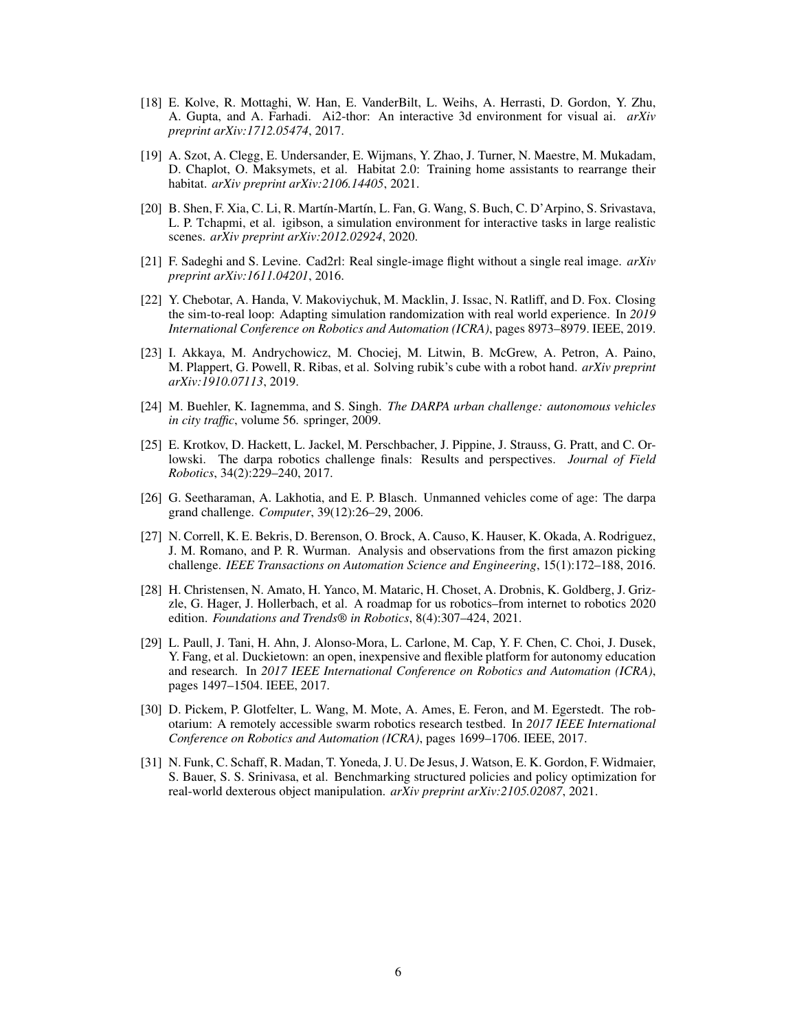[18] E. Kolve, R. Mottaghi, W. Han, E. VanderBilt, L. Weihs, A. Herrasti, D. Gordon, Y. Zhu, A. Gupta, and A. Farhadi. Ai2-thor: An interactive 3d environment for visual ai. *arXiv preprint arXiv:1712.05474*, 2017.

[19] A. Szot, A. Clegg, E. Undersander, E. Wijmans, Y. Zhao, J. Turner, N. Maestre, M. Mukadam, D. Chaplot, O. Maksymets, et al. Habitat 2.0: Training home assistants to rearrange their habitat. *arXiv preprint arXiv:2106.14405*, 2021.

[20] B. Shen, F. Xia, C. Li, R. Martín-Martín, L. Fan, G. Wang, S. Buch, C. D'Arpino, S. Srivastava, L. P. Tchapmi, et al. igibson, a simulation environment for interactive tasks in large realistic scenes. *arXiv preprint arXiv:2012.02924*, 2020.

[21] F. Sadeghi and S. Levine. Cad2rl: Real single-image flight without a single real image. *arXiv preprint arXiv:1611.04201*, 2016.

[22] Y. Chebotar, A. Handa, V. Makoviychuk, M. Macklin, J. Issac, N. Ratliff, and D. Fox. Closing the sim-to-real loop: Adapting simulation randomization with real world experience. In *2019 International Conference on Robotics and Automation (ICRA)*, pages 8973–8979. IEEE, 2019.

[23] I. Akkaya, M. Andrychowicz, M. Chociej, M. Litwin, B. McGrew, A. Petron, A. Paino, M. Plappert, G. Powell, R. Ribas, et al. Solving rubik's cube with a robot hand. *arXiv preprint arXiv:1910.07113*, 2019.

[24] M. Buehler, K. Iagnemma, and S. Singh. *The DARPA urban challenge: autonomous vehicles in city traffic*, volume 56. springer, 2009.

[25] E. Krotkov, D. Hackett, L. Jackel, M. Perschbacher, J. Pippine, J. Strauss, G. Pratt, and C. Orlowski. The darpa robotics challenge finals: Results and perspectives. *Journal of Field Robotics*, 34(2):229–240, 2017.

[26] G. Seetharaman, A. Lakhotia, and E. P. Blasch. Unmanned vehicles come of age: The darpa grand challenge. *Computer*, 39(12):26–29, 2006.

[27] N. Correll, K. E. Bekris, D. Berenson, O. Brock, A. Causo, K. Hauser, K. Okada, A. Rodriguez, J. M. Romano, and P. R. Wurman. Analysis and observations from the first amazon picking challenge. *IEEE Transactions on Automation Science and Engineering*, 15(1):172–188, 2016.

[28] H. Christensen, N. Amato, H. Yanco, M. Mataric, H. Choset, A. Drobnis, K. Goldberg, J. Grizzle, G. Hager, J. Hollerbach, et al. A roadmap for us robotics–from internet to robotics 2020 edition. *Foundations and Trends® in Robotics*, 8(4):307–424, 2021.

[29] L. Paull, J. Tani, H. Ahn, J. Alonso-Mora, L. Carlone, M. Cap, Y. F. Chen, C. Choi, J. Dusek, Y. Fang, et al. Duckietown: an open, inexpensive and flexible platform for autonomy education and research. In *2017 IEEE International Conference on Robotics and Automation (ICRA)*, pages 1497–1504. IEEE, 2017.

[30] D. Pickem, P. Glotfelter, L. Wang, M. Mote, A. Ames, E. Feron, and M. Egerstedt. The robotarium: A remotely accessible swarm robotics research testbed. In *2017 IEEE International Conference on Robotics and Automation (ICRA)*, pages 1699–1706. IEEE, 2017.

[31] N. Funk, C. Schaff, R. Madan, T. Yoneda, J. U. De Jesus, J. Watson, E. K. Gordon, F. Widmaier, S. Bauer, S. S. Srinivasa, et al. Benchmarking structured policies and policy optimization for real-world dexterous object manipulation. *arXiv preprint arXiv:2105.02087*, 2021.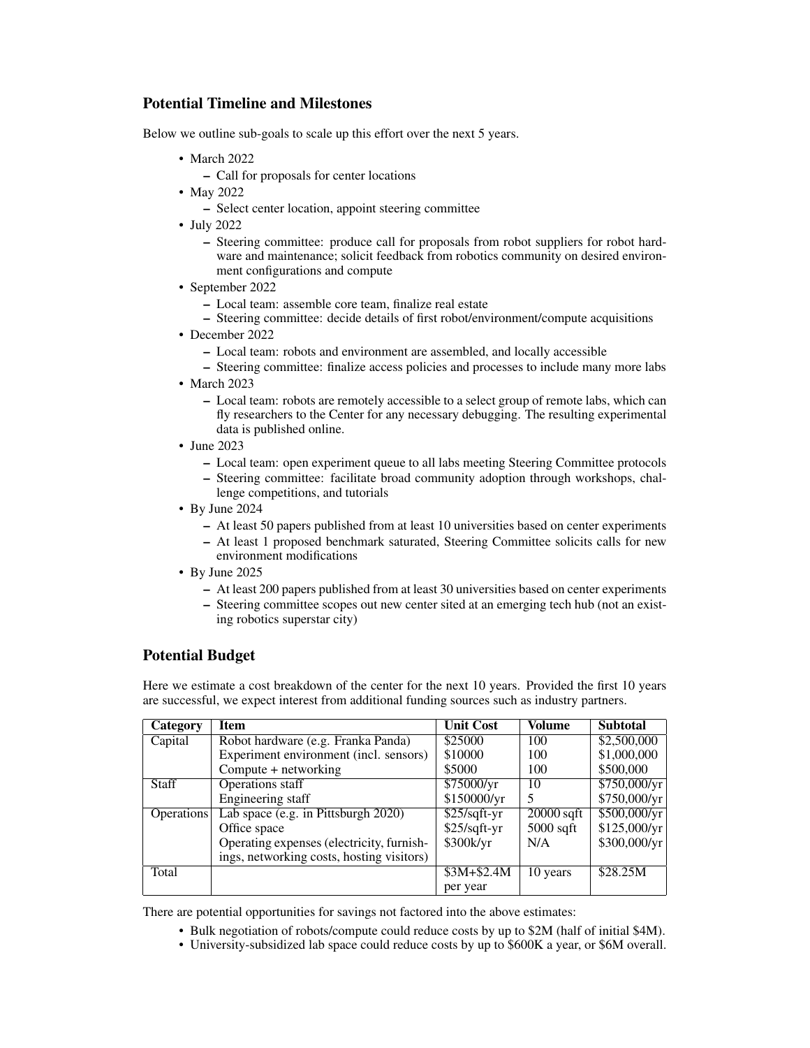## Potential Timeline and Milestones

Below we outline sub-goals to scale up this effort over the next 5 years.

- March 2022
  - Call for proposals for center locations
- May 2022
  - Select center location, appoint steering committee
- July 2022
  - Steering committee: produce call for proposals from robot suppliers for robot hardware and maintenance; solicit feedback from robotics community on desired environment configurations and compute
- September 2022
  - Local team: assemble core team, finalize real estate
  - Steering committee: decide details of first robot/environment/compute acquisitions
- December 2022
  - Local team: robots and environment are assembled, and locally accessible
  - Steering committee: finalize access policies and processes to include many more labs
- March 2023
  - Local team: robots are remotely accessible to a select group of remote labs, which can fly researchers to the Center for any necessary debugging. The resulting experimental data is published online.
- June 2023
  - Local team: open experiment queue to all labs meeting Steering Committee protocols
  - Steering committee: facilitate broad community adoption through workshops, challenge competitions, and tutorials
- By June 2024
  - At least 50 papers published from at least 10 universities based on center experiments
  - At least 1 proposed benchmark saturated, Steering Committee solicits calls for new environment modifications
- By June 2025
  - At least 200 papers published from at least 30 universities based on center experiments
  - Steering committee scopes out new center sited at an emerging tech hub (not an existing robotics superstar city)

## Potential Budget

Here we estimate a cost breakdown of the center for the next 10 years. Provided the first 10 years are successful, we expect interest from additional funding sources such as industry partners.

| Category | Item | Unit Cost | Volume | Subtotal |
|---|---|---|---|---|
| Capital | Robot hardware (e.g. Franka Panda) | $25000 | 100 | $2,500,000 |
| | Experiment environment (incl. sensors) | $10000 | 100 | $1,000,000 |
| | Compute + networking | $5000 | 100 | $500,000 |
| Staff | Operations staff | $75000/yr | 10 | $750,000/yr |
| | Engineering staff | $150000/yr | 5 | $750,000/yr |
| Operations | Lab space (e.g. in Pittsburgh 2020) | $25/sqft-yr | 20000 sqft | $500,000/yr |
| | Office space | $25/sqft-yr | 5000 sqft | $125,000/yr |
| | Operating expenses (electricity, furnishings, networking costs, hosting visitors) | $300k/yr | N/A | $300,000/yr |
| Total | | $3M+$2.4M per year | 10 years | $28.25M |

There are potential opportunities for savings not factored into the above estimates:

- Bulk negotiation of robots/compute could reduce costs by up to $2M (half of initial $4M).
- University-subsidized lab space could reduce costs by up to $600K a year, or $6M overall.